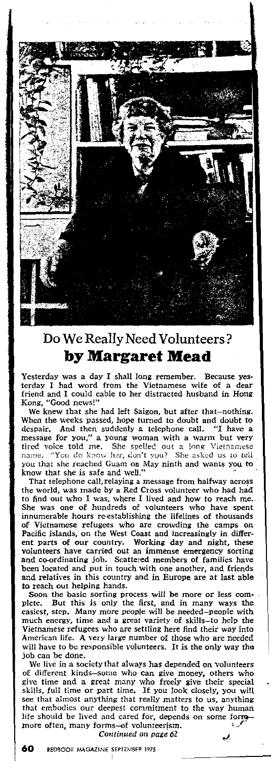# Do We Really Need Volunteers?

## by Margaret Mead

Yesterday was a day I shall long remember. Because yesterday I had word from the Vietnamese wife of a dear friend and I could cable to her distracted husband in Hong Kong, "Good news!"

We knew that she had left Saigon, but after that—nothing. When the weeks passed, hope turned to doubt and doubt to despair. And then suddenly a telephone call. "I have a message for you," a young woman with a warm but very tired voice told me. She spelled out a long Vietnamese name. "You do know her, don't you? She asked us to tell you that she reached Guam on May ninth and wants you to know that she is safe and well."

That telephone call, relaying a message from halfway across the world, was made by a Red Cross volunteer who had had to find out who I was, where I lived and how to reach me. She was one of hundreds of volunteers who have spent innumerable hours re-establishing the lifelines of thousands of Vietnamese refugees who are crowding the camps on Pacific islands, on the West Coast and increasingly in different parts of our country. Working day and night, these volunteers have carried out an immense emergency sorting and co-ordinating job. Scattered members of families have been located and put in touch with one another, and friends and relatives in this country and in Europe are at last able to reach out helping hands.

Soon the basic sorting process will be more or less complete. But this is only the first, and in many ways the easiest, step. Many more people will be needed—people with much energy, time and a great variety of skills—to help the Vietnamese refugees who are settling here find their way into American life. A very large number of those who are needed will have to be responsible volunteers. It is the only way the job can be done.

We live in a society that always has depended on volunteers of different kinds—some who can give money, others who give time and a great many who freely give their special skills, full time or part time. If you look closely, you will see that almost anything that really matters to us, anything that embodies our deepest commitment to the way human life should be lived and cared for, depends on some form—more often, many forms—of volunteerism.

*Continued on page 62*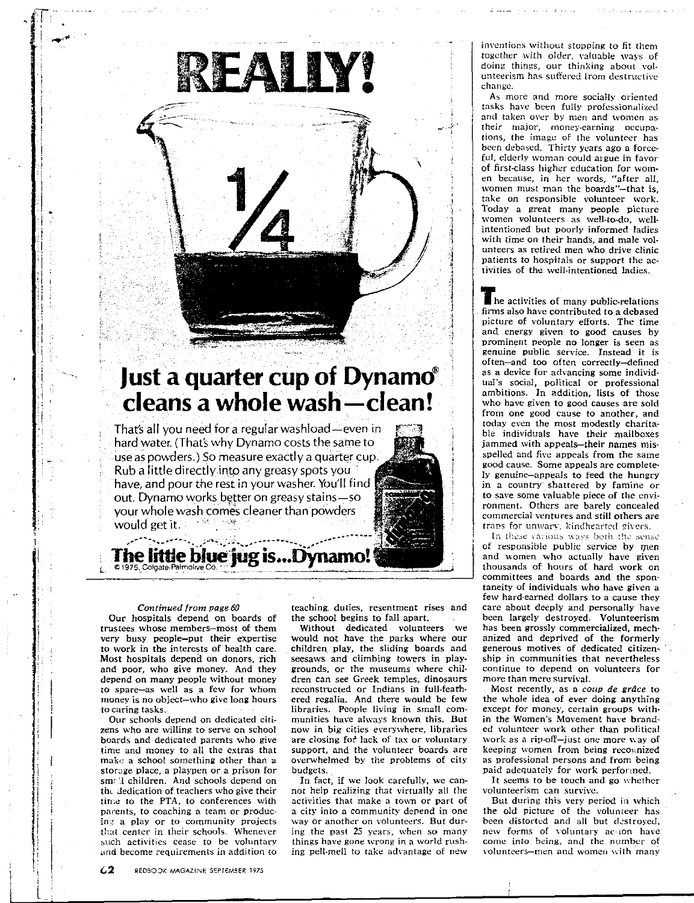# REALLY!

## Just a quarter cup of Dynamo® cleans a whole wash—clean!

That's all you need for a regular washload—even in hard water. (That's why Dynamo costs the same to use as powders.) So measure exactly a quarter cup. Rub a little directly into any greasy spots you have, and pour the rest in your washer. You'll find out. Dynamo works better on greasy stains—so your whole wash comes cleaner than powders would get it.

**The little blue jug is...Dynamo!**

© 1975, Colgate-Palmolive Co.

*Continued from page 60*

Our hospitals depend on boards of trustees whose members—most of them very busy people—put their expertise to work in the interests of health care. Most hospitals depend on donors, rich and poor, who give money. And they depend on many people without money to spare—as well as a few for whom money is no object—who give long hours to caring tasks.

Our schools depend on dedicated citizens who are willing to serve on school boards and dedicated parents who give time and money to all the extras that make a school something other than a storage place, a playpen or a prison for small children. And schools depend on the dedication of teachers who give their time to the PTA, to conferences with parents, to coaching a team or producing a play or to community projects that center in their schools. Whenever such activities cease to be voluntary and become requirements in addition to teaching duties, resentment rises and the school begins to fall apart.

Without dedicated volunteers we would not have the parks where our children play, the sliding boards and seesaws and climbing towers in playgrounds, or the museums where children can see Greek temples, dinosaurs reconstructed or Indians in full-feathered regalia. And there would be few libraries. People living in small communities have always known this. But now in big cities everywhere, libraries are closing for lack of tax or voluntary support, and the volunteer boards are overwhelmed by the problems of city budgets.

In fact, if we look carefully, we cannot help realizing that virtually all the activities that make a town or part of a city into a community depend in one way or another on volunteers. But during the past 25 years, when so many things have gone wrong in a world rushing pell-mell to take advantage of new inventions without stopping to fit them together with older, valuable ways of doing things, our thinking about volunteerism has suffered from destructive change.

As more and more socially oriented tasks have been fully professionalized and taken over by men and women as their major, money-earning occupations, the image of the volunteer has been debased. Thirty years ago a forceful, elderly woman could argue in favor of first-class higher education for women because, in her words, "after all, women must man the boards"—that is, take on responsible volunteer work. Today a great many people picture women volunteers as well-to-do, well-intentioned but poorly informed ladies with time on their hands, and male volunteers as retired men who drive clinic patients to hospitals or support the activities of the well-intentioned ladies.

The activities of many public-relations firms also have contributed to a debased picture of voluntary efforts. The time and energy given to good causes by prominent people no longer is seen as genuine public service. Instead it is often—and too often correctly—defined as a device for advancing some individual's social, political or professional ambitions. In addition, lists of those who have given to good causes are sold from one good cause to another, and today even the most modestly charitable individuals have their mailboxes jammed with appeals—their names misspelled and five appeals from the same good cause. Some appeals are completely genuine—appeals to feed the hungry in a country shattered by famine or to save some valuable piece of the environment. Others are barely concealed commercial ventures and still others are traps for unwary, kindhearted givers.

In these various ways both the sense of responsible public service by men and women who actually have given thousands of hours of hard work on committees and boards and the spontaneity of individuals who have given a few hard-earned dollars to a cause they care about deeply and personally have been largely destroyed. Volunteerism has been grossly commercialized, mechanized and deprived of the formerly generous motives of dedicated citizenship in communities that nevertheless continue to depend on volunteers for more than mere survival.

Most recently, as a *coup de grâce* to the whole idea of ever doing anything except for money, certain groups within the Women's Movement have branded volunteer work other than political work as a rip-off—just one more way of keeping women from being recognized as professional persons and from being paid adequately for work performed.

It seems to be touch and go whether volunteerism can survive.

But during this very period in which the old picture of the volunteer has been distorted and all but destroyed, new forms of voluntary action have come into being, and the number of volunteers—men and women with many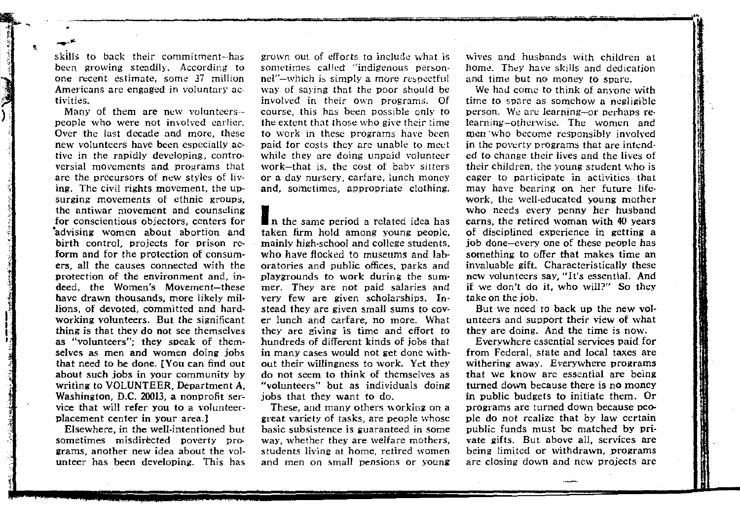skills to back their commitment—has been growing steadily. According to one recent estimate, some 37 million Americans are engaged in voluntary activities.

Many of them are new volunteers—people who were not involved earlier. Over the last decade and more, these new volunteers have been especially active in the rapidly developing, controversial movements and programs that are the precursors of new styles of living. The civil rights movement, the upsurging movements of ethnic groups, the antiwar movement and counseling for conscientious objectors, centers for advising women about abortion and birth control, projects for prison reform and for the protection of consumers, all the causes connected with the protection of the environment and, indeed, the Women's Movement—these have drawn thousands, more likely millions, of devoted, committed and hard-working volunteers. But the significant thing is that they do not see themselves as "volunteers"; they speak of themselves as men and women doing jobs that need to be done. [You can find out about such jobs in your community by writing to VOLUNTEER, Department A, Washington, D.C. 20013, a nonprofit service that will refer you to a volunteer-placement center in your area.]

Elsewhere, in the well-intentioned but sometimes misdirected poverty programs, another new idea about the volunteer has been developing. This has grown out of efforts to include what is sometimes called "indigenous personnel"—which is simply a more respectful way of saying that the poor should be involved in their own programs. Of course, this has been possible only to the extent that those who give their time to work in these programs have been paid for costs they are unable to meet while they are doing unpaid volunteer work—that is, the cost of baby sitters or a day nursery, carfare, lunch money and, sometimes, appropriate clothing.

In the same period a related idea has taken firm hold among young people, mainly high-school and college students, who have flocked to museums and laboratories and public offices, parks and playgrounds to work during the summer. They are not paid salaries and very few are given scholarships. Instead they are given small sums to cover lunch and carfare, no more. What they are giving is time and effort to hundreds of different kinds of jobs that in many cases would not get done without their willingness to work. Yet they do not seem to think of themselves as "volunteers" but as individuals doing jobs that they want to do.

These, and many others working on a great variety of tasks, are people whose basic subsistence is guaranteed in some way, whether they are welfare mothers, students living at home, retired women and men on small pensions or young wives and husbands with children at home. They have skills and dedication and time but no money to spare.

We had come to think of anyone with time to spare as somehow a negligible person. We are learning—or perhaps relearning—otherwise. The women and men who become responsibly involved in the poverty programs that are intended to change their lives and the lives of their children, the young student who is eager to participate in activities that may have bearing on her future lifework, the well-educated young mother who needs every penny her husband earns, the retired woman with 40 years of disciplined experience in getting a job done—every one of these people has something to offer that makes time an invaluable gift. Characteristically these new volunteers say, "It's essential. And if we don't do it, who will?" So they take on the job.

But we need to back up the new volunteers and support their view of what they are doing. And the time is now.

Everywhere essential services paid for from Federal, state and local taxes are withering away. Everywhere programs that we know are essential are being turned down because there is no money in public budgets to initiate them. Or programs are turned down because people do not realize that by law certain public funds must be matched by private gifts. But above all, services are being limited or withdrawn, programs are closing down and new projects are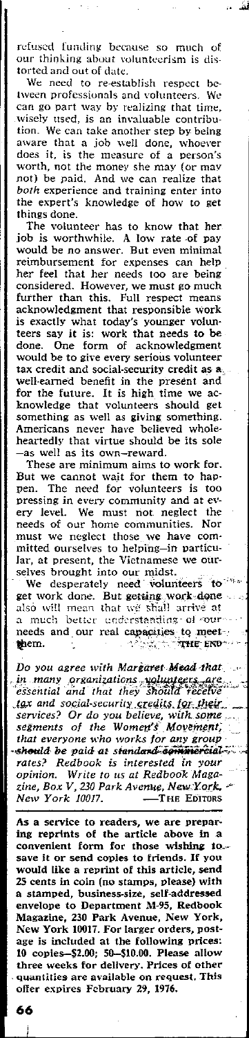refused funding because so much of our thinking about volunteerism is distorted and out of date.

We need to re-establish respect between professionals and volunteers. We can go part way by realizing that time, wisely used, is an invaluable contribution. We can take another step by being aware that a job well done, whoever does it, is the measure of a person's worth, not the money she may (or may not) be paid. And we can realize that *both* experience and training enter into the expert's knowledge of how to get things done.

The volunteer has to know that her job is worthwhile. A low rate of pay would be no answer. But even minimal reimbursement for expenses can help her feel that her needs too are being considered. However, we must go much further than this. Full respect means acknowledgment that responsible work is exactly what today's younger volunteers say it is: work that needs to be done. One form of acknowledgment would be to give every serious volunteer tax credit and social-security credit as a well-earned benefit in the present and for the future. It is high time we acknowledge that volunteers should get something as well as giving something. Americans never have believed wholeheartedly that virtue should be its sole—as well as its own—reward.

These are minimum aims to work for. But we cannot wait for them to happen. The need for volunteers is too pressing in every community and at every level. We must not neglect the needs of our home communities. Nor must we neglect those we have committed ourselves to helping—in particular, at present, the Vietnamese we ourselves brought into our midst.

We desperately need volunteers to get work done. But getting work done also will mean that we shall arrive at a much better understanding of our needs and our real capacities to meet them.

THE END

*Do you agree with Margaret Mead that in many organizations volunteers are essential and that they should receive tax and social-security credits for their services? Or do you believe, with some segments of the Women's Movement, that everyone who works for any group should be paid at standard commercial rates? Redbook is interested in your opinion. Write to us at Redbook Magazine, Box V, 230 Park Avenue, New York, New York 10017.* —THE EDITORS

**As a service to readers, we are preparing reprints of the article above in a convenient form for those wishing to save it or send copies to friends. If you would like a reprint of this article, send 25 cents in coin (no stamps, please) with a stamped, business-size, self-addressed envelope to Department M-95, Redbook Magazine, 230 Park Avenue, New York, New York 10017. For larger orders, postage is included at the following prices: 10 copies—$2.00; 50—$10.00. Please allow three weeks for delivery. Prices of other quantities are available on request. This offer expires February 29, 1976.**